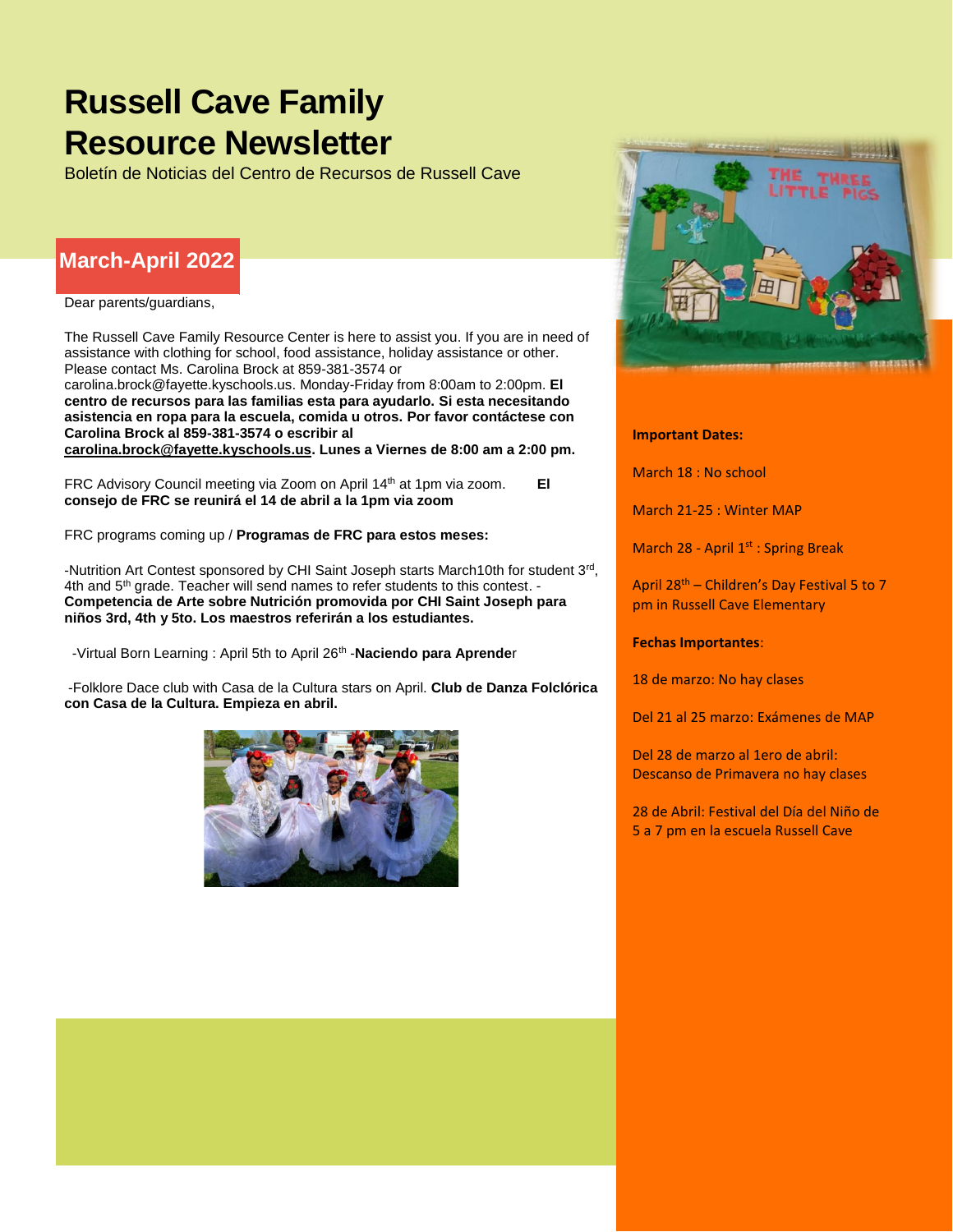# Russell Cave Family Resource Newsletter

Boletín de Noticias del Centro de Recursos de Russell Cave

## March-April 2022

Dear parents/guardians,

The Russell Cave Family Resource Center is here to assist you. If you are in need of assistance with clothing for school, food assistance, holiday assistance or other. Please contact Ms. Carolina Brock at 859-381-3574 or carolina.brock@fayette.kyschools.us. Monday-Friday from 8:00am to 2:00pm. **El centro de recursos para las familias esta para ayudarlo. Si esta necesitando asistencia en ropa para la escuela, comida u otros. Por favor contáctese con Carolina Brock al 859-381-3574 o escribir al carolina.brock@fayette.kyschools.us. Lunes a Viernes de 8:00 am a 2:00 pm.**

FRC Advisory Council meeting via Zoom on April 14th at 1pm via zoom. **El consejo de FRC se reunirá el 14 de abril a la 1pm via zoom**

FRC programs coming up / **Programas de FRC para estos meses:**

-Nutrition Art Contest sponsored by CHI Saint Joseph starts March10th for student 3rd, 4th and 5th grade. Teacher will send names to refer students to this contest. -**Competencia de Arte sobre Nutrición promovida por CHI Saint Joseph para niños 3rd, 4th y 5to. Los maestros referirán a los estudiantes.**

-Virtual Born Learning : April 5th to April 26th -**Naciendo para Aprende**r

-Folklore Dace club with Casa de la Cultura stars on April. **Club de Danza Folclórica con Casa de la Cultura. Empieza en abril.**

**Important Dates:**

March 18 : No school

March 21-25 : Winter MAP

March 28 - April 1st : Spring Break

April 28th – Children's Day Festival 5 to 7 pm in Russell Cave Elementary

**Fechas Importantes**:

18 de marzo: No hay clases

Del 21 al 25 marzo: Exámenes de MAP

Del 28 de marzo al 1ero de abril: Descanso de Primavera no hay clases

28 de Abril: Festival del Día del Niño de 5 a 7 pm en la escuela Russell Cave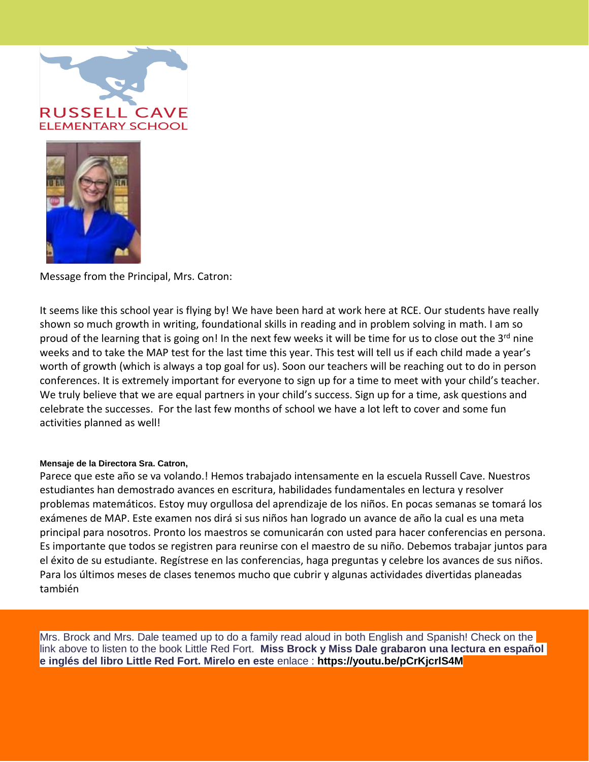RUSSELL CAVE
ELEMENTARY SCHOOL

Message from the Principal, Mrs. Catron:

It seems like this school year is flying by! We have been hard at work here at RCE. Our students have really shown so much growth in writing, foundational skills in reading and in problem solving in math. I am so proud of the learning that is going on! In the next few weeks it will be time for us to close out the 3rd nine weeks and to take the MAP test for the last time this year. This test will tell us if each child made a year's worth of growth (which is always a top goal for us). Soon our teachers will be reaching out to do in person conferences. It is extremely important for everyone to sign up for a time to meet with your child's teacher. We truly believe that we are equal partners in your child's success. Sign up for a time, ask questions and celebrate the successes. For the last few months of school we have a lot left to cover and some fun activities planned as well!

**Mensaje de la Directora Sra. Catron,**

Parece que este año se va volando.! Hemos trabajado intensamente en la escuela Russell Cave. Nuestros estudiantes han demostrado avances en escritura, habilidades fundamentales en lectura y resolver problemas matemáticos. Estoy muy orgullosa del aprendizaje de los niños. En pocas semanas se tomará los exámenes de MAP. Este examen nos dirá si sus niños han logrado un avance de año la cual es una meta principal para nosotros. Pronto los maestros se comunicarán con usted para hacer conferencias en persona. Es importante que todos se registren para reunirse con el maestro de su niño. Debemos trabajar juntos para el éxito de su estudiante. Regístrese en las conferencias, haga preguntas y celebre los avances de sus niños. Para los últimos meses de clases tenemos mucho que cubrir y algunas actividades divertidas planeadas también

Mrs. Brock and Mrs. Dale teamed up to do a family read aloud in both English and Spanish! Check on the link above to listen to the book Little Red Fort. **Miss Brock y Miss Dale grabaron una lectura en español e inglés del libro Little Red Fort. Mirelo en este** enlace : **https://youtu.be/pCrKjcrIS4M**